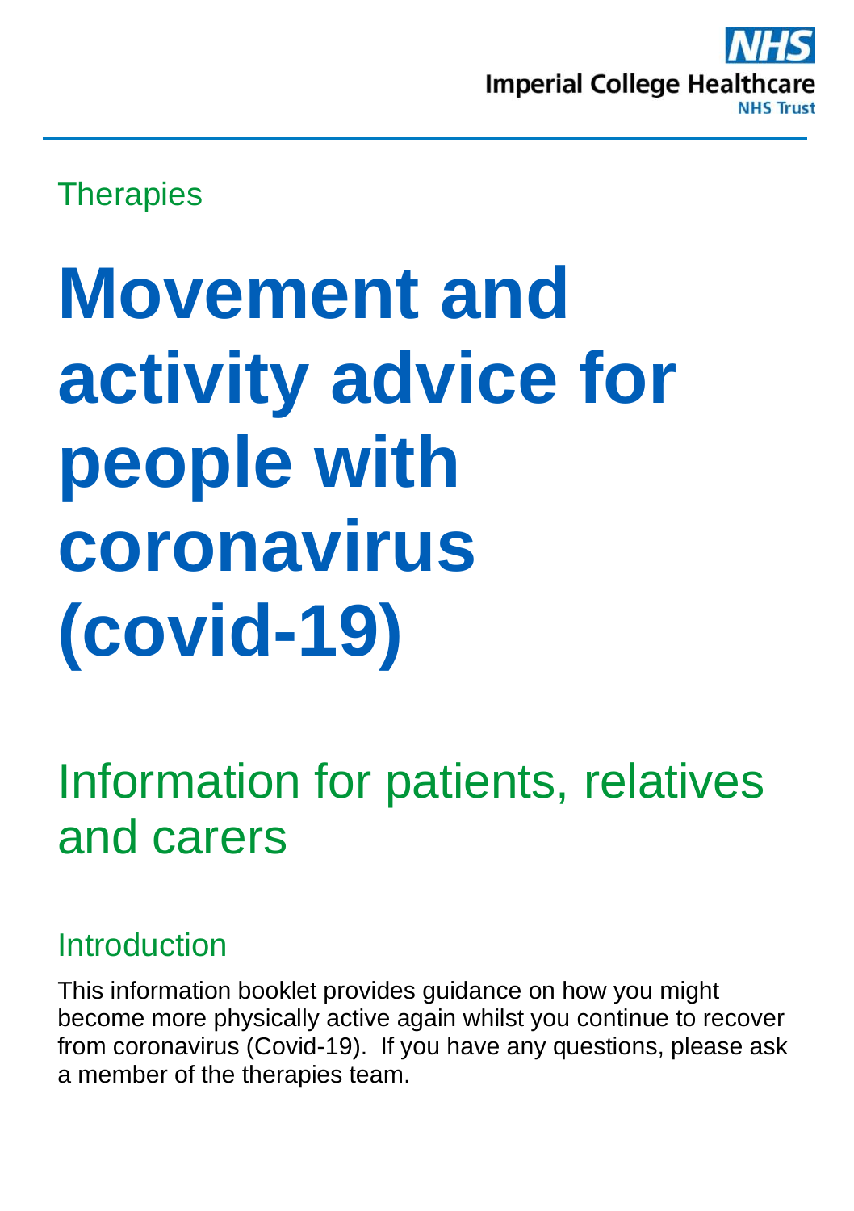NHS

Imperial College Healthcare NHS Trust

Therapies

# Movement and activity advice for people with coronavirus (covid-19)

## Information for patients, relatives and carers

### Introduction

This information booklet provides guidance on how you might become more physically active again whilst you continue to recover from coronavirus (Covid-19). If you have any questions, please ask a member of the therapies team.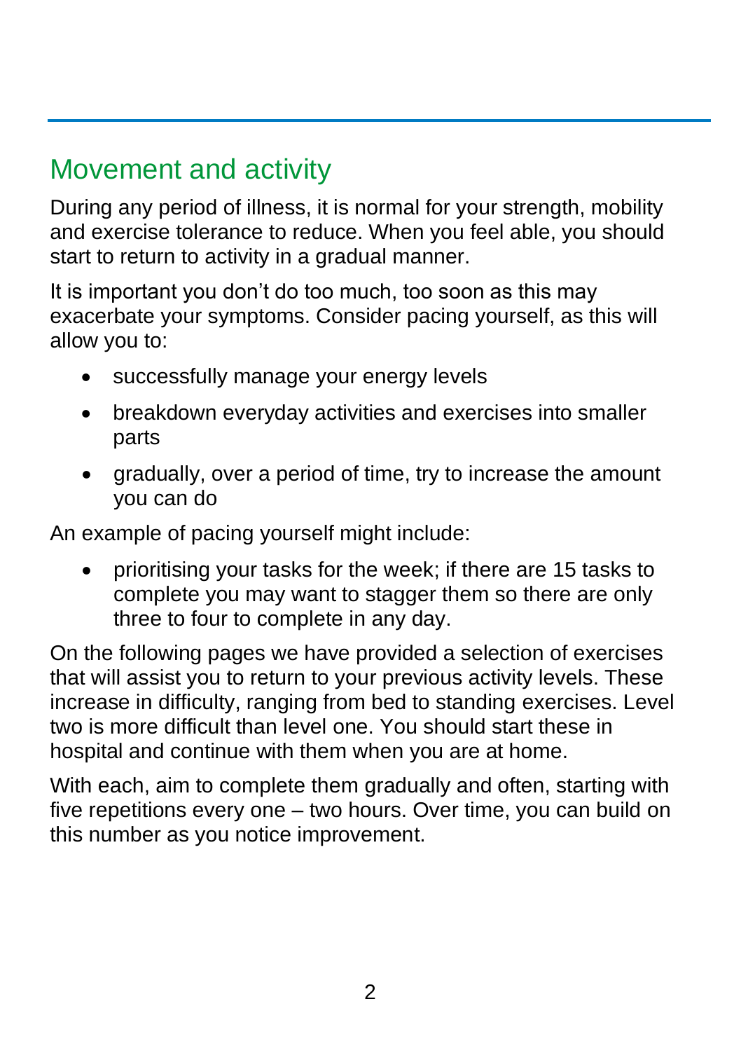## Movement and activity

During any period of illness, it is normal for your strength, mobility and exercise tolerance to reduce. When you feel able, you should start to return to activity in a gradual manner.

It is important you don't do too much, too soon as this may exacerbate your symptoms. Consider pacing yourself, as this will allow you to:

- successfully manage your energy levels
- breakdown everyday activities and exercises into smaller parts
- gradually, over a period of time, try to increase the amount you can do

An example of pacing yourself might include:

- prioritising your tasks for the week; if there are 15 tasks to complete you may want to stagger them so there are only three to four to complete in any day.

On the following pages we have provided a selection of exercises that will assist you to return to your previous activity levels. These increase in difficulty, ranging from bed to standing exercises. Level two is more difficult than level one. You should start these in hospital and continue with them when you are at home.

With each, aim to complete them gradually and often, starting with five repetitions every one – two hours. Over time, you can build on this number as you notice improvement.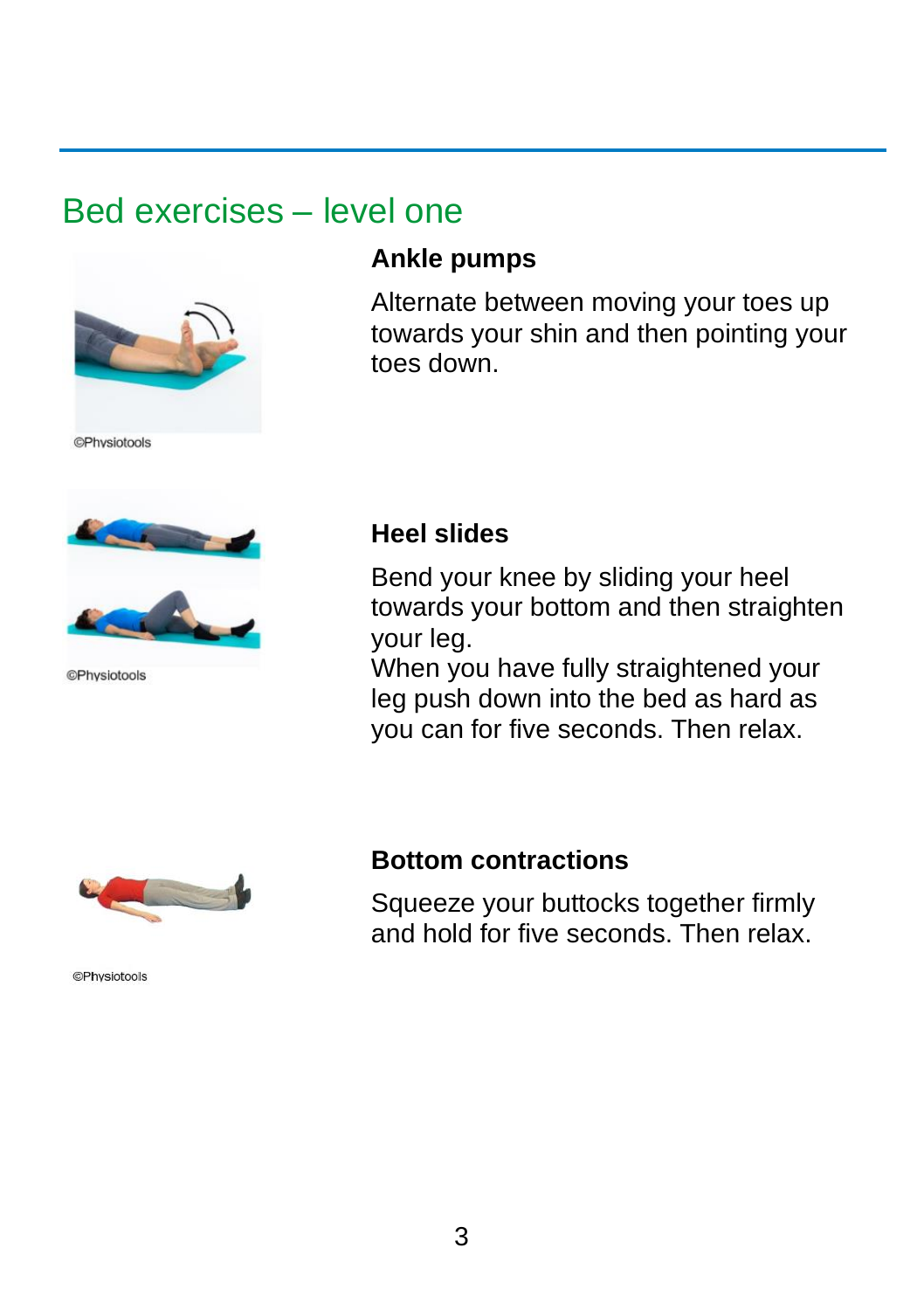## Bed exercises – level one

©Physiotools

### Ankle pumps

Alternate between moving your toes up towards your shin and then pointing your toes down.

©Physiotools

### Heel slides

Bend your knee by sliding your heel towards your bottom and then straighten your leg.
When you have fully straightened your leg push down into the bed as hard as you can for five seconds. Then relax.

©Physiotools

### Bottom contractions

Squeeze your buttocks together firmly and hold for five seconds. Then relax.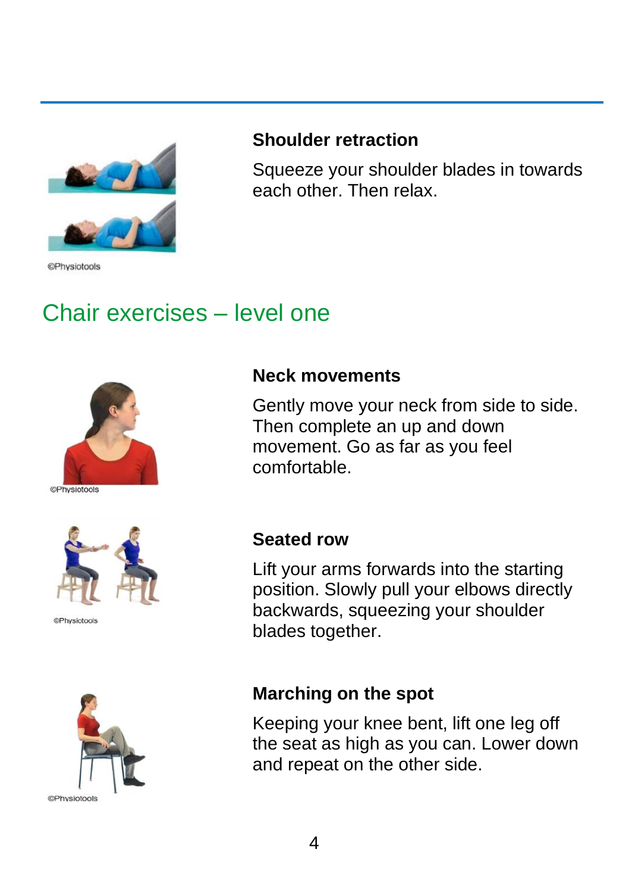**Shoulder retraction**

Squeeze your shoulder blades in towards each other. Then relax.

©Physiotools

## Chair exercises – level one

**Neck movements**

Gently move your neck from side to side. Then complete an up and down movement. Go as far as you feel comfortable.

©Physiotools

**Seated row**

Lift your arms forwards into the starting position. Slowly pull your elbows directly backwards, squeezing your shoulder blades together.

©Physiotools

**Marching on the spot**

Keeping your knee bent, lift one leg off the seat as high as you can. Lower down and repeat on the other side.

©Physiotools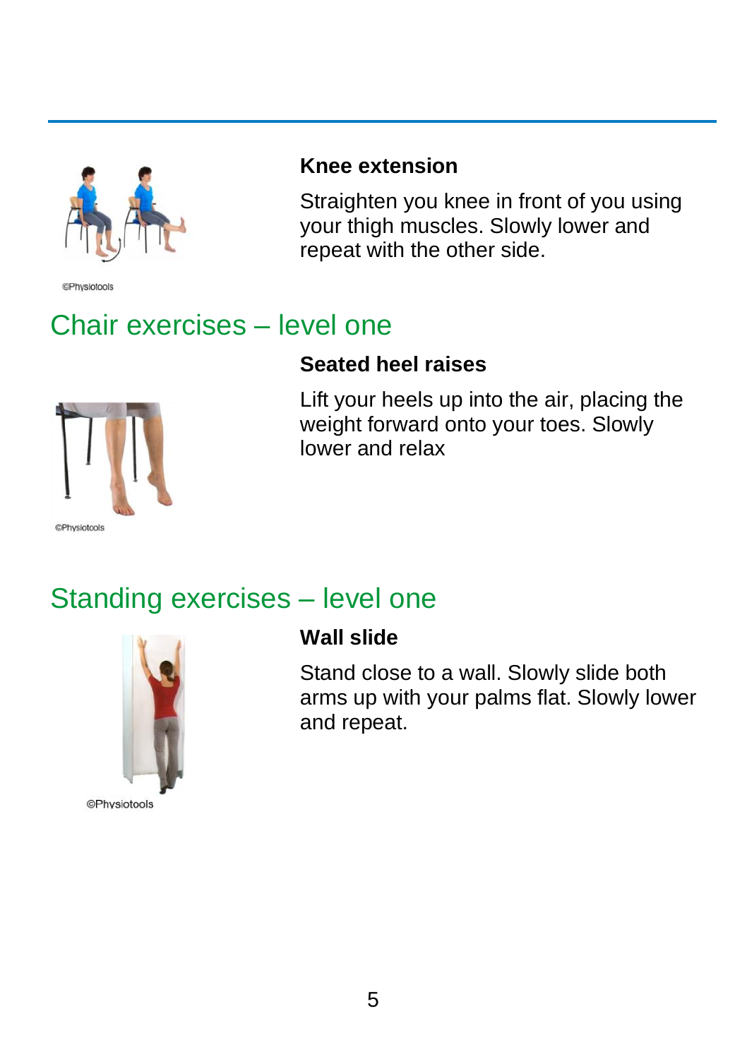### Knee extension

Straighten you knee in front of you using your thigh muscles. Slowly lower and repeat with the other side.

©Physiotools

## Chair exercises – level one

### Seated heel raises

Lift your heels up into the air, placing the weight forward onto your toes. Slowly lower and relax

©Physiotools

## Standing exercises – level one

### Wall slide

Stand close to a wall. Slowly slide both arms up with your palms flat. Slowly lower and repeat.

©Physiotools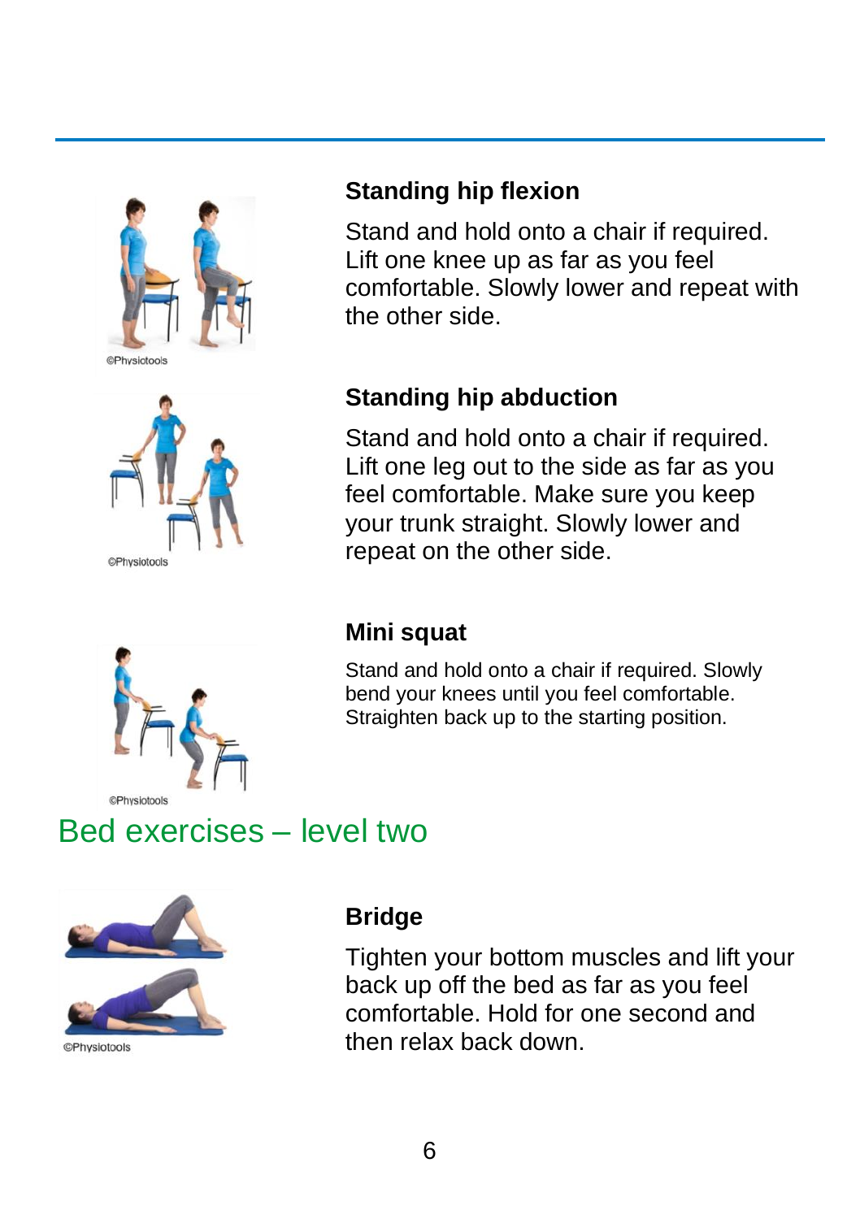### Standing hip flexion

Stand and hold onto a chair if required. Lift one knee up as far as you feel comfortable. Slowly lower and repeat with the other side.

### Standing hip abduction

Stand and hold onto a chair if required. Lift one leg out to the side as far as you feel comfortable. Make sure you keep your trunk straight. Slowly lower and repeat on the other side.

### Mini squat

Stand and hold onto a chair if required. Slowly bend your knees until you feel comfortable. Straighten back up to the starting position.

## Bed exercises – level two

### Bridge

Tighten your bottom muscles and lift your back up off the bed as far as you feel comfortable. Hold for one second and then relax back down.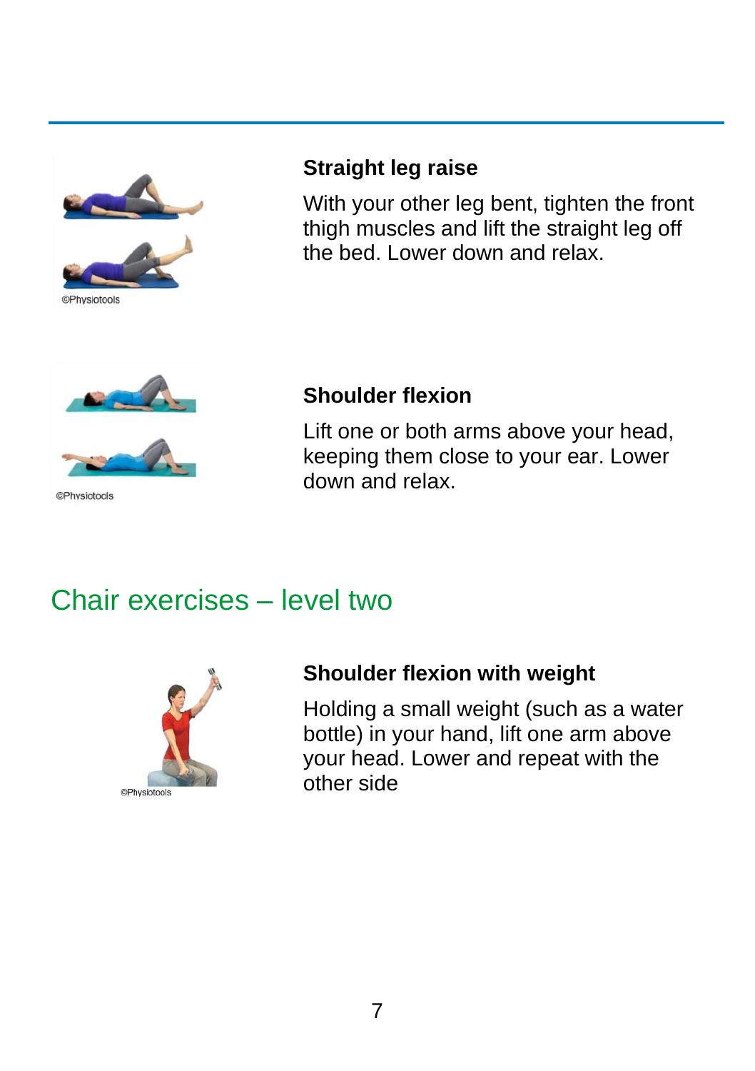### Straight leg raise

With your other leg bent, tighten the front thigh muscles and lift the straight leg off the bed. Lower down and relax.

### Shoulder flexion

Lift one or both arms above your head, keeping them close to your ear. Lower down and relax.

## Chair exercises – level two

### Shoulder flexion with weight

Holding a small weight (such as a water bottle) in your hand, lift one arm above your head. Lower and repeat with the other side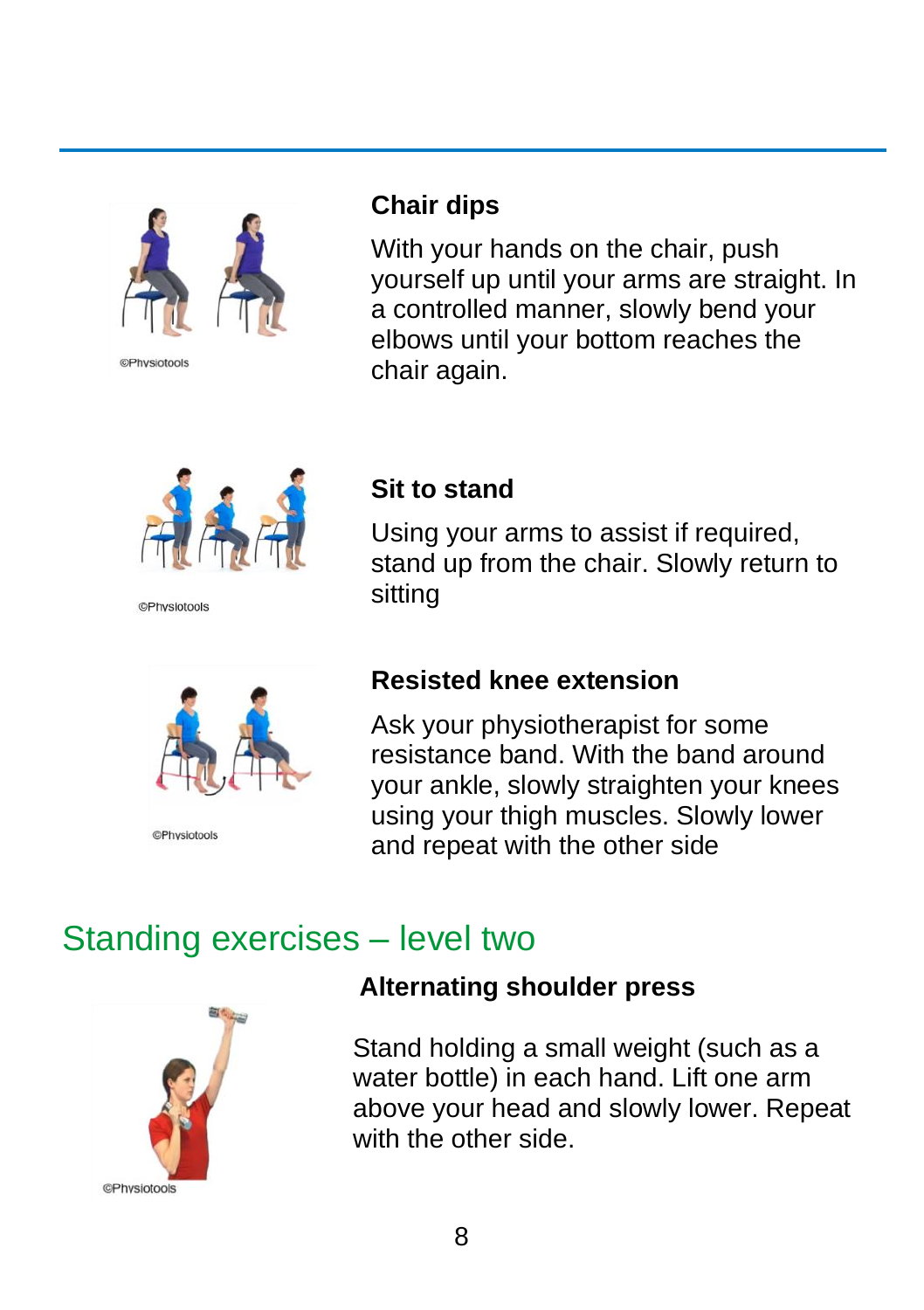### Chair dips

With your hands on the chair, push yourself up until your arms are straight. In a controlled manner, slowly bend your elbows until your bottom reaches the chair again.

### Sit to stand

Using your arms to assist if required, stand up from the chair. Slowly return to sitting

### Resisted knee extension

Ask your physiotherapist for some resistance band. With the band around your ankle, slowly straighten your knees using your thigh muscles. Slowly lower and repeat with the other side

## Standing exercises – level two

### Alternating shoulder press

Stand holding a small weight (such as a water bottle) in each hand. Lift one arm above your head and slowly lower. Repeat with the other side.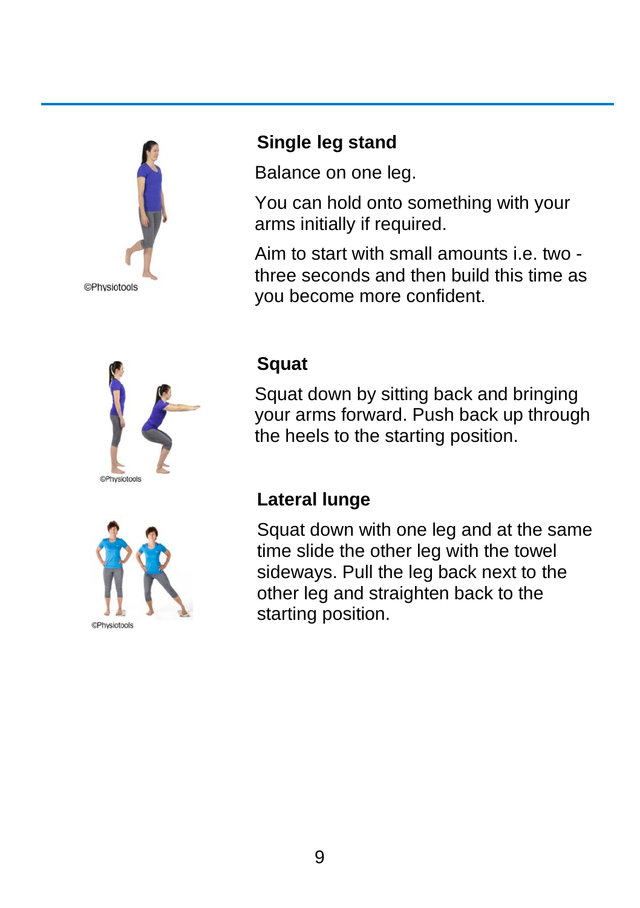### Single leg stand

Balance on one leg.

You can hold onto something with your arms initially if required.

Aim to start with small amounts i.e. two - three seconds and then build this time as you become more confident.

### Squat

Squat down by sitting back and bringing your arms forward. Push back up through the heels to the starting position.

### Lateral lunge

Squat down with one leg and at the same time slide the other leg with the towel sideways. Pull the leg back next to the other leg and straighten back to the starting position.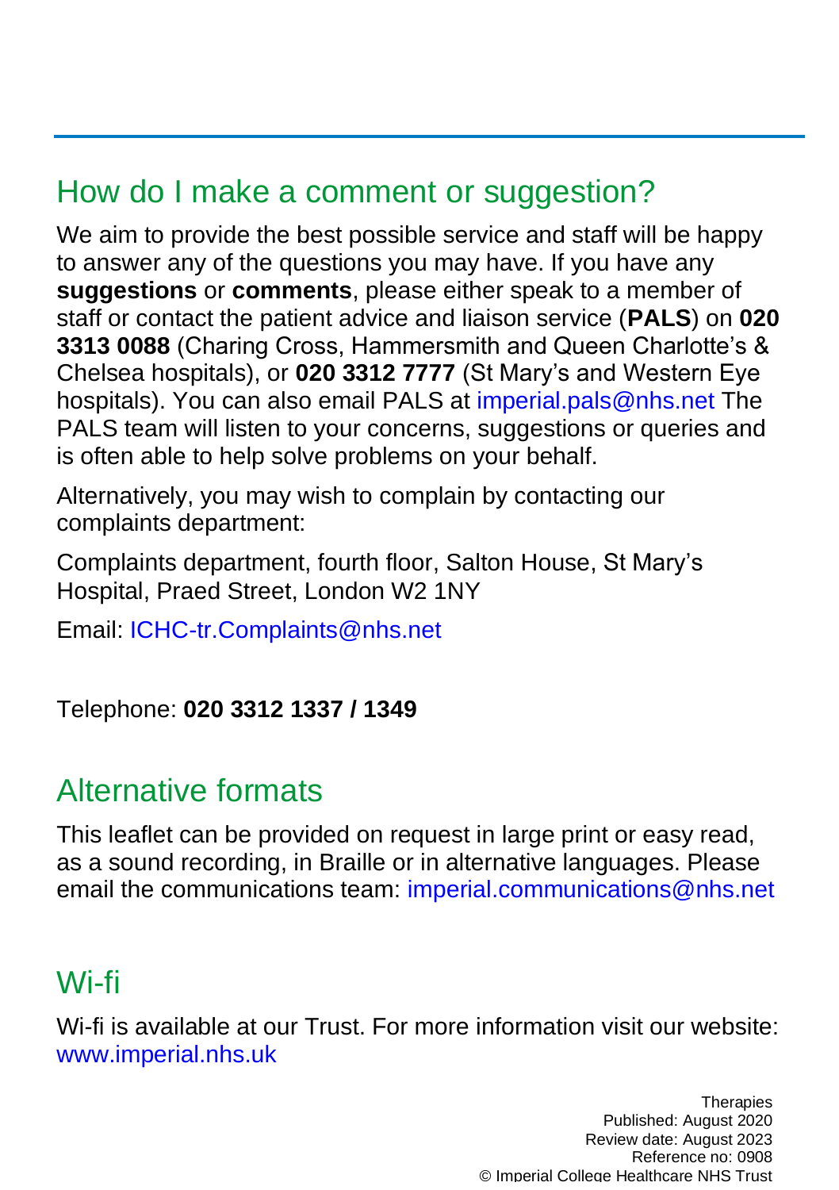## How do I make a comment or suggestion?

We aim to provide the best possible service and staff will be happy to answer any of the questions you may have. If you have any **suggestions** or **comments**, please either speak to a member of staff or contact the patient advice and liaison service (**PALS**) on **020 3313 0088** (Charing Cross, Hammersmith and Queen Charlotte's & Chelsea hospitals), or **020 3312 7777** (St Mary's and Western Eye hospitals). You can also email PALS at imperial.pals@nhs.net The PALS team will listen to your concerns, suggestions or queries and is often able to help solve problems on your behalf.

Alternatively, you may wish to complain by contacting our complaints department:

Complaints department, fourth floor, Salton House, St Mary's Hospital, Praed Street, London W2 1NY

Email: ICHC-tr.Complaints@nhs.net

Telephone: **020 3312 1337 / 1349**

## Alternative formats

This leaflet can be provided on request in large print or easy read, as a sound recording, in Braille or in alternative languages. Please email the communications team: imperial.communications@nhs.net

## Wi-fi

Wi-fi is available at our Trust. For more information visit our website: www.imperial.nhs.uk

Therapies
Published: August 2020
Review date: August 2023
Reference no: 0908
© Imperial College Healthcare NHS Trust